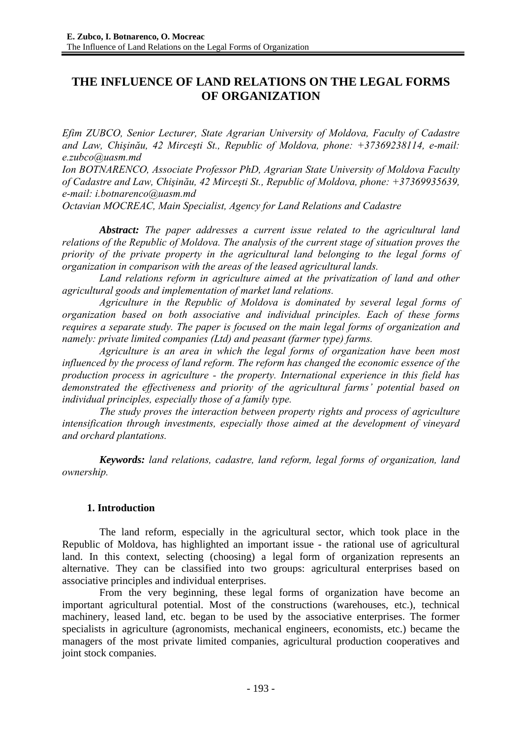# THE INFLUENCE OF LAND RELATIONS ON THE LEGAL FORMS OF ORGANIZATION

*Efim ZUBCO, Senior Lecturer, State Agrarian University of Moldova, Faculty of Cadastre and Law, Chişinău, 42 Mirceşti St., Republic of Moldova, phone: +37369238114, e-mail: e.zubco@uasm.md*

*Ion BOTNARENCO, Associate Professor PhD, Agrarian State University of Moldova Faculty of Cadastre and Law, Chişinău, 42 Mirceşti St., Republic of Moldova, phone: +37369935639, e-mail: i.botnarenco@uasm.md*

*Octavian MOCREAC, Main Specialist, Agency for Land Relations and Cadastre*

***Abstract:*** *The paper addresses a current issue related to the agricultural land relations of the Republic of Moldova. The analysis of the current stage of situation proves the priority of the private property in the agricultural land belonging to the legal forms of organization in comparison with the areas of the leased agricultural lands.*

*Land relations reform in agriculture aimed at the privatization of land and other agricultural goods and implementation of market land relations.*

*Agriculture in the Republic of Moldova is dominated by several legal forms of organization based on both associative and individual principles. Each of these forms requires a separate study. The paper is focused on the main legal forms of organization and namely: private limited companies (Ltd) and peasant (farmer type) farms.*

*Agriculture is an area in which the legal forms of organization have been most influenced by the process of land reform. The reform has changed the economic essence of the production process in agriculture - the property. International experience in this field has demonstrated the effectiveness and priority of the agricultural farms' potential based on individual principles, especially those of a family type.*

*The study proves the interaction between property rights and process of agriculture intensification through investments, especially those aimed at the development of vineyard and orchard plantations.*

***Keywords:*** *land relations, cadastre, land reform, legal forms of organization, land ownership.*

## 1. Introduction

The land reform, especially in the agricultural sector, which took place in the Republic of Moldova, has highlighted an important issue - the rational use of agricultural land. In this context, selecting (choosing) a legal form of organization represents an alternative. They can be classified into two groups: agricultural enterprises based on associative principles and individual enterprises.

From the very beginning, these legal forms of organization have become an important agricultural potential. Most of the constructions (warehouses, etc.), technical machinery, leased land, etc. began to be used by the associative enterprises. The former specialists in agriculture (agronomists, mechanical engineers, economists, etc.) became the managers of the most private limited companies, agricultural production cooperatives and joint stock companies.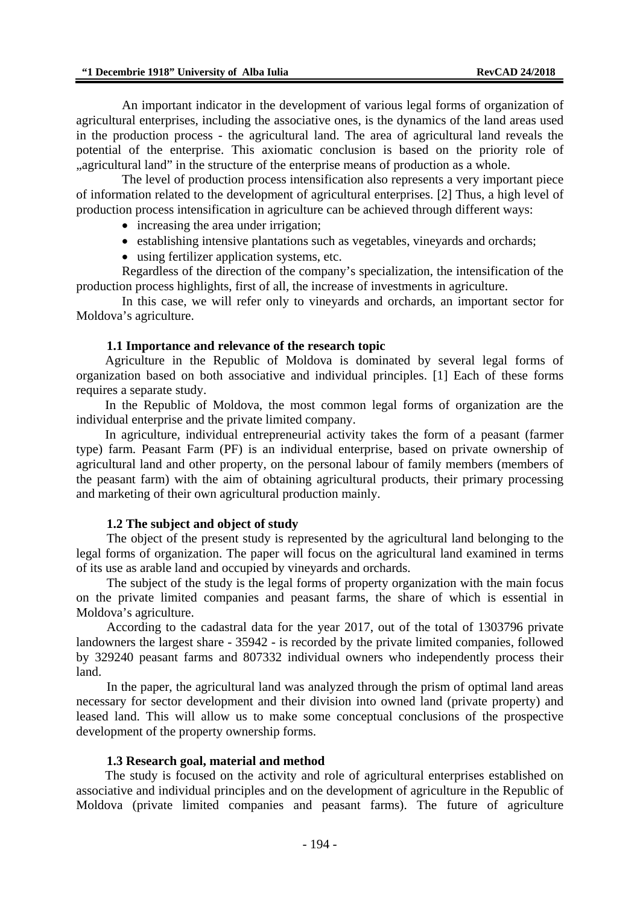An important indicator in the development of various legal forms of organization of agricultural enterprises, including the associative ones, is the dynamics of the land areas used in the production process - the agricultural land. The area of agricultural land reveals the potential of the enterprise. This axiomatic conclusion is based on the priority role of „agricultural land" in the structure of the enterprise means of production as a whole.

The level of production process intensification also represents a very important piece of information related to the development of agricultural enterprises. [2] Thus, a high level of production process intensification in agriculture can be achieved through different ways:

- increasing the area under irrigation;
- establishing intensive plantations such as vegetables, vineyards and orchards;
- using fertilizer application systems, etc.

Regardless of the direction of the company's specialization, the intensification of the production process highlights, first of all, the increase of investments in agriculture.

In this case, we will refer only to vineyards and orchards, an important sector for Moldova's agriculture.

### 1.1 Importance and relevance of the research topic

Agriculture in the Republic of Moldova is dominated by several legal forms of organization based on both associative and individual principles. [1] Each of these forms requires a separate study.

In the Republic of Moldova, the most common legal forms of organization are the individual enterprise and the private limited company.

In agriculture, individual entrepreneurial activity takes the form of a peasant (farmer type) farm. Peasant Farm (PF) is an individual enterprise, based on private ownership of agricultural land and other property, on the personal labour of family members (members of the peasant farm) with the aim of obtaining agricultural products, their primary processing and marketing of their own agricultural production mainly.

### 1.2 The subject and object of study

The object of the present study is represented by the agricultural land belonging to the legal forms of organization. The paper will focus on the agricultural land examined in terms of its use as arable land and occupied by vineyards and orchards.

The subject of the study is the legal forms of property organization with the main focus on the private limited companies and peasant farms, the share of which is essential in Moldova's agriculture.

According to the cadastral data for the year 2017, out of the total of 1303796 private landowners the largest share - 35942 - is recorded by the private limited companies, followed by 329240 peasant farms and 807332 individual owners who independently process their land.

In the paper, the agricultural land was analyzed through the prism of optimal land areas necessary for sector development and their division into owned land (private property) and leased land. This will allow us to make some conceptual conclusions of the prospective development of the property ownership forms.

### 1.3 Research goal, material and method

The study is focused on the activity and role of agricultural enterprises established on associative and individual principles and on the development of agriculture in the Republic of Moldova (private limited companies and peasant farms). The future of agriculture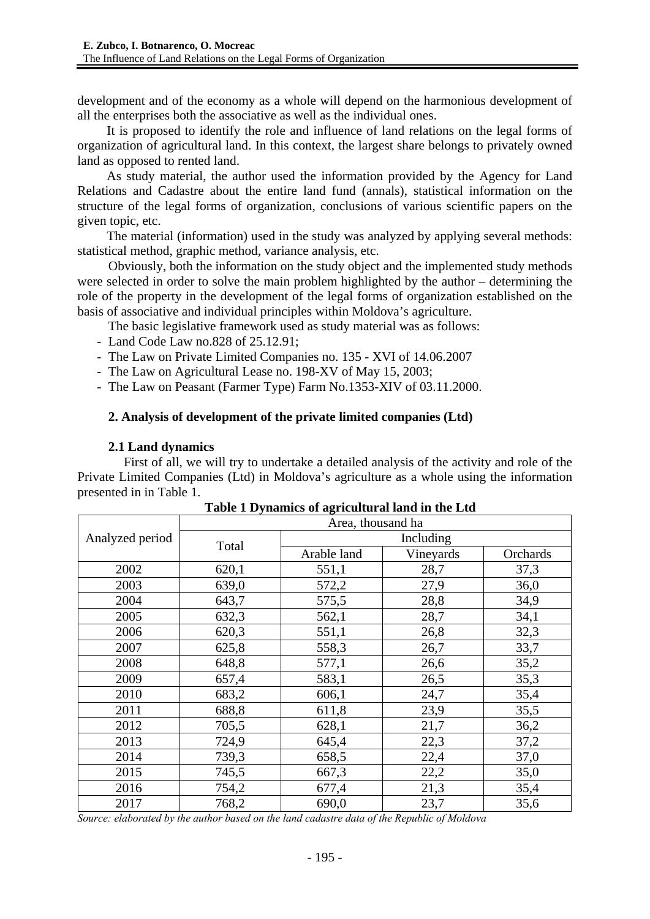development and of the economy as a whole will depend on the harmonious development of all the enterprises both the associative as well as the individual ones.

It is proposed to identify the role and influence of land relations on the legal forms of organization of agricultural land. In this context, the largest share belongs to privately owned land as opposed to rented land.

As study material, the author used the information provided by the Agency for Land Relations and Cadastre about the entire land fund (annals), statistical information on the structure of the legal forms of organization, conclusions of various scientific papers on the given topic, etc.

The material (information) used in the study was analyzed by applying several methods: statistical method, graphic method, variance analysis, etc.

Obviously, both the information on the study object and the implemented study methods were selected in order to solve the main problem highlighted by the author – determining the role of the property in the development of the legal forms of organization established on the basis of associative and individual principles within Moldova's agriculture.

The basic legislative framework used as study material was as follows:

- Land Code Law no.828 of 25.12.91;
- The Law on Private Limited Companies no. 135 - XVI of 14.06.2007
- The Law on Agricultural Lease no. 198-XV of May 15, 2003;
- The Law on Peasant (Farmer Type) Farm No.1353-XIV of 03.11.2000.

## 2. Analysis of development of the private limited companies (Ltd)

### 2.1 Land dynamics

First of all, we will try to undertake a detailed analysis of the activity and role of the Private Limited Companies (Ltd) in Moldova's agriculture as a whole using the information presented in in Table 1.

**Table 1 Dynamics of agricultural land in the Ltd**

| Analyzed period | Area, thousand ha | | | |
|---|---|---|---|---|
| | Total | Including | | |
| | | Arable land | Vineyards | Orchards |
| 2002 | 620,1 | 551,1 | 28,7 | 37,3 |
| 2003 | 639,0 | 572,2 | 27,9 | 36,0 |
| 2004 | 643,7 | 575,5 | 28,8 | 34,9 |
| 2005 | 632,3 | 562,1 | 28,7 | 34,1 |
| 2006 | 620,3 | 551,1 | 26,8 | 32,3 |
| 2007 | 625,8 | 558,3 | 26,7 | 33,7 |
| 2008 | 648,8 | 577,1 | 26,6 | 35,2 |
| 2009 | 657,4 | 583,1 | 26,5 | 35,3 |
| 2010 | 683,2 | 606,1 | 24,7 | 35,4 |
| 2011 | 688,8 | 611,8 | 23,9 | 35,5 |
| 2012 | 705,5 | 628,1 | 21,7 | 36,2 |
| 2013 | 724,9 | 645,4 | 22,3 | 37,2 |
| 2014 | 739,3 | 658,5 | 22,4 | 37,0 |
| 2015 | 745,5 | 667,3 | 22,2 | 35,0 |
| 2016 | 754,2 | 677,4 | 21,3 | 35,4 |
| 2017 | 768,2 | 690,0 | 23,7 | 35,6 |

*Source: elaborated by the author based on the land cadastre data of the Republic of Moldova*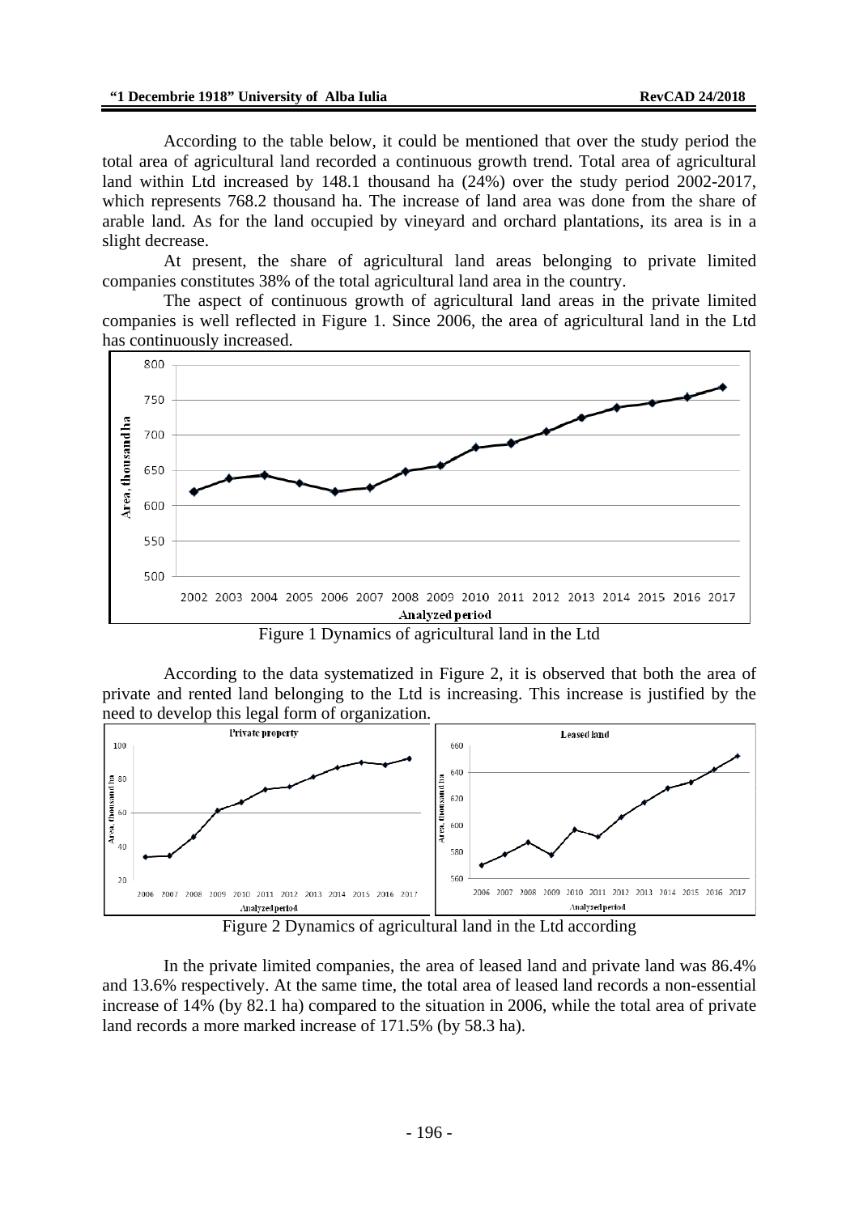According to the table below, it could be mentioned that over the study period the total area of agricultural land recorded a continuous growth trend. Total area of agricultural land within Ltd increased by 148.1 thousand ha (24%) over the study period 2002-2017, which represents 768.2 thousand ha. The increase of land area was done from the share of arable land. As for the land occupied by vineyard and orchard plantations, its area is in a slight decrease.

At present, the share of agricultural land areas belonging to private limited companies constitutes 38% of the total agricultural land area in the country.

The aspect of continuous growth of agricultural land areas in the private limited companies is well reflected in Figure 1. Since 2006, the area of agricultural land in the Ltd has continuously increased.

Figure 1 Dynamics of agricultural land in the Ltd

According to the data systematized in Figure 2, it is observed that both the area of private and rented land belonging to the Ltd is increasing. This increase is justified by the need to develop this legal form of organization.

Figure 2 Dynamics of agricultural land in the Ltd according

In the private limited companies, the area of leased land and private land was 86.4% and 13.6% respectively. At the same time, the total area of leased land records a non-essential increase of 14% (by 82.1 ha) compared to the situation in 2006, while the total area of private land records a more marked increase of 171.5% (by 58.3 ha).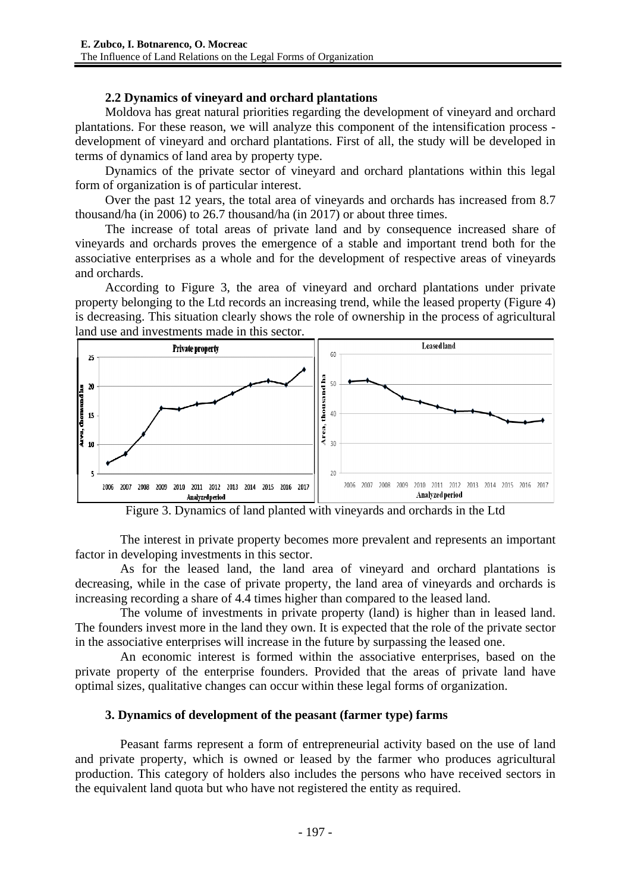### 2.2 Dynamics of vineyard and orchard plantations

Moldova has great natural priorities regarding the development of vineyard and orchard plantations. For these reason, we will analyze this component of the intensification process - development of vineyard and orchard plantations. First of all, the study will be developed in terms of dynamics of land area by property type.

Dynamics of the private sector of vineyard and orchard plantations within this legal form of organization is of particular interest.

Over the past 12 years, the total area of vineyards and orchards has increased from 8.7 thousand/ha (in 2006) to 26.7 thousand/ha (in 2017) or about three times.

The increase of total areas of private land and by consequence increased share of vineyards and orchards proves the emergence of a stable and important trend both for the associative enterprises as a whole and for the development of respective areas of vineyards and orchards.

According to Figure 3, the area of vineyard and orchard plantations under private property belonging to the Ltd records an increasing trend, while the leased property (Figure 4) is decreasing. This situation clearly shows the role of ownership in the process of agricultural land use and investments made in this sector.

Figure 3. Dynamics of land planted with vineyards and orchards in the Ltd

The interest in private property becomes more prevalent and represents an important factor in developing investments in this sector.

As for the leased land, the land area of vineyard and orchard plantations is decreasing, while in the case of private property, the land area of vineyards and orchards is increasing recording a share of 4.4 times higher than compared to the leased land.

The volume of investments in private property (land) is higher than in leased land. The founders invest more in the land they own. It is expected that the role of the private sector in the associative enterprises will increase in the future by surpassing the leased one.

An economic interest is formed within the associative enterprises, based on the private property of the enterprise founders. Provided that the areas of private land have optimal sizes, qualitative changes can occur within these legal forms of organization.

## 3. Dynamics of development of the peasant (farmer type) farms

Peasant farms represent a form of entrepreneurial activity based on the use of land and private property, which is owned or leased by the farmer who produces agricultural production. This category of holders also includes the persons who have received sectors in the equivalent land quota but who have not registered the entity as required.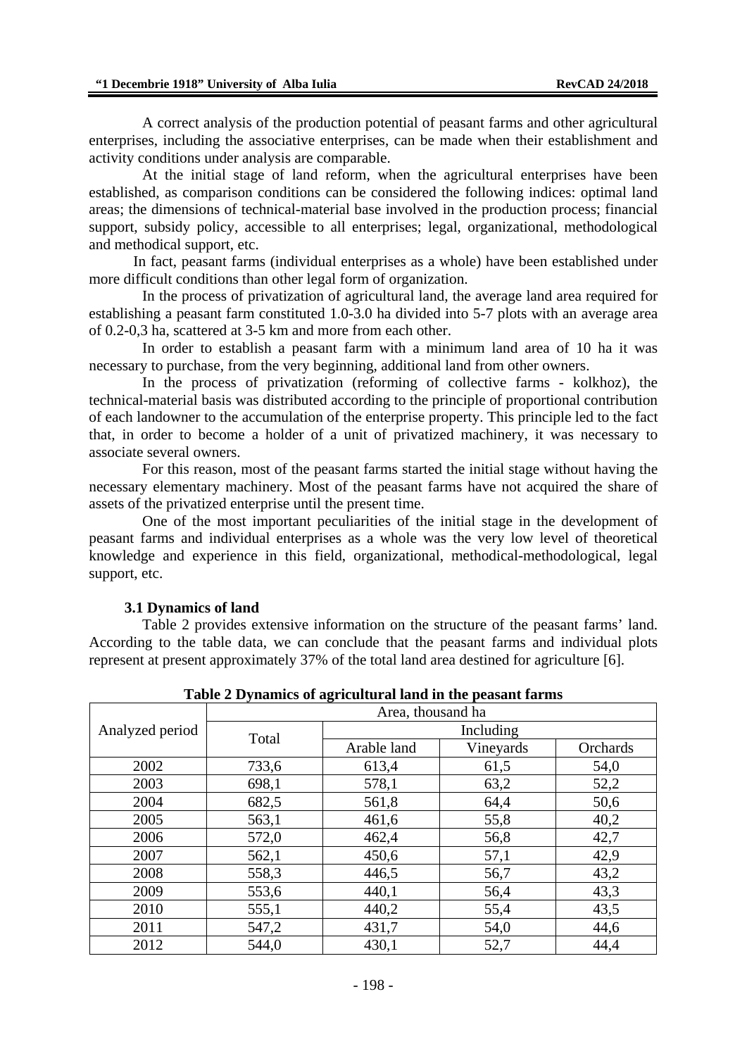A correct analysis of the production potential of peasant farms and other agricultural enterprises, including the associative enterprises, can be made when their establishment and activity conditions under analysis are comparable.

At the initial stage of land reform, when the agricultural enterprises have been established, as comparison conditions can be considered the following indices: optimal land areas; the dimensions of technical-material base involved in the production process; financial support, subsidy policy, accessible to all enterprises; legal, organizational, methodological and methodical support, etc.

In fact, peasant farms (individual enterprises as a whole) have been established under more difficult conditions than other legal form of organization.

In the process of privatization of agricultural land, the average land area required for establishing a peasant farm constituted 1.0-3.0 ha divided into 5-7 plots with an average area of 0.2-0,3 ha, scattered at 3-5 km and more from each other.

In order to establish a peasant farm with a minimum land area of 10 ha it was necessary to purchase, from the very beginning, additional land from other owners.

In the process of privatization (reforming of collective farms - kolkhoz), the technical-material basis was distributed according to the principle of proportional contribution of each landowner to the accumulation of the enterprise property. This principle led to the fact that, in order to become a holder of a unit of privatized machinery, it was necessary to associate several owners.

For this reason, most of the peasant farms started the initial stage without having the necessary elementary machinery. Most of the peasant farms have not acquired the share of assets of the privatized enterprise until the present time.

One of the most important peculiarities of the initial stage in the development of peasant farms and individual enterprises as a whole was the very low level of theoretical knowledge and experience in this field, organizational, methodical-methodological, legal support, etc.

### 3.1 Dynamics of land

Table 2 provides extensive information on the structure of the peasant farms' land. According to the table data, we can conclude that the peasant farms and individual plots represent at present approximately 37% of the total land area destined for agriculture [6].

**Table 2 Dynamics of agricultural land in the peasant farms**

| Analyzed period | Area, thousand ha | | | |
|---|---|---|---|---|
| | Total | Including | | |
| | | Arable land | Vineyards | Orchards |
| 2002 | 733,6 | 613,4 | 61,5 | 54,0 |
| 2003 | 698,1 | 578,1 | 63,2 | 52,2 |
| 2004 | 682,5 | 561,8 | 64,4 | 50,6 |
| 2005 | 563,1 | 461,6 | 55,8 | 40,2 |
| 2006 | 572,0 | 462,4 | 56,8 | 42,7 |
| 2007 | 562,1 | 450,6 | 57,1 | 42,9 |
| 2008 | 558,3 | 446,5 | 56,7 | 43,2 |
| 2009 | 553,6 | 440,1 | 56,4 | 43,3 |
| 2010 | 555,1 | 440,2 | 55,4 | 43,5 |
| 2011 | 547,2 | 431,7 | 54,0 | 44,6 |
| 2012 | 544,0 | 430,1 | 52,7 | 44,4 |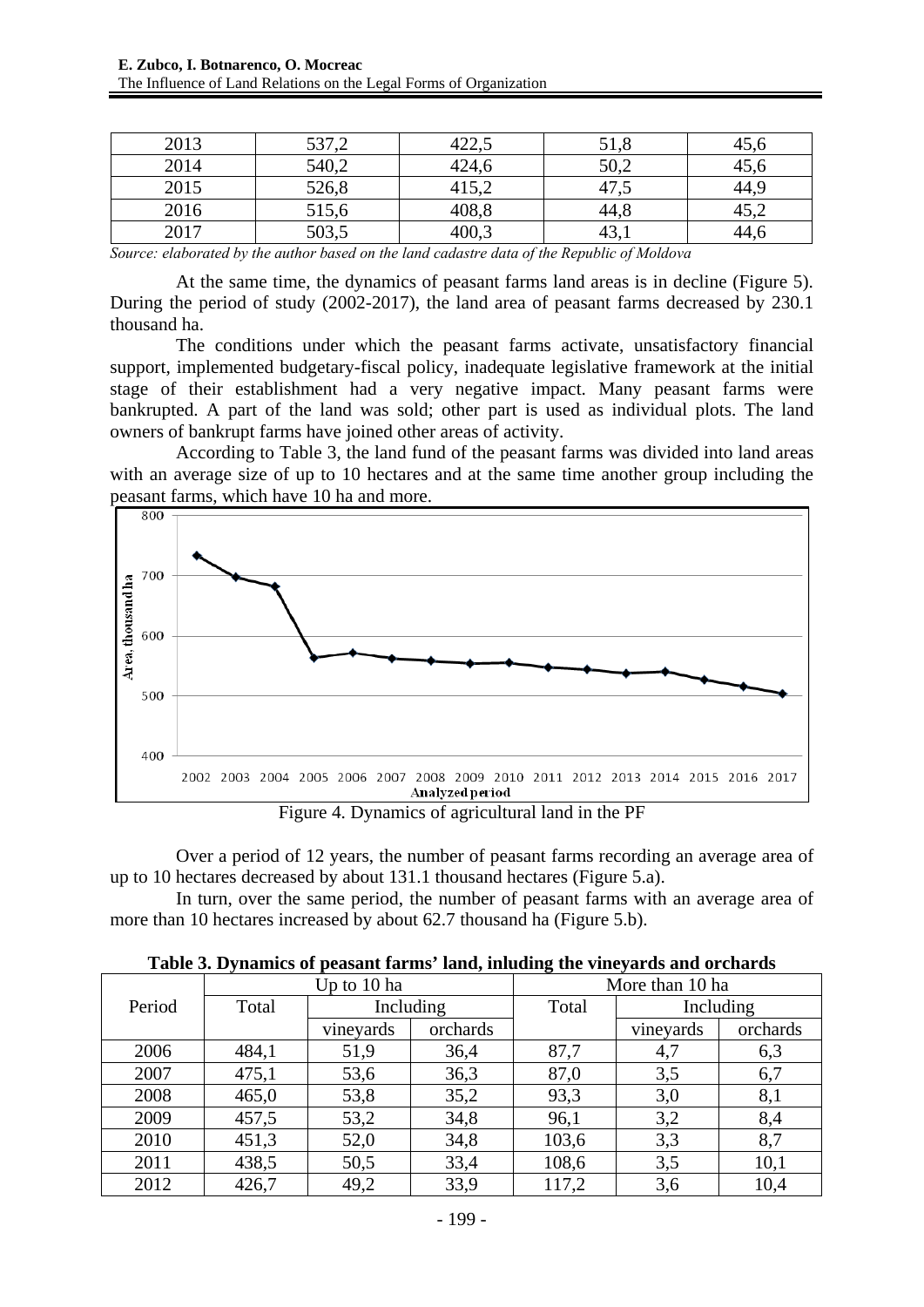| 2013 | 537,2 | 422,5 | 51,8 | 45,6 |
|---|---|---|---|---|
| 2014 | 540,2 | 424,6 | 50,2 | 45,6 |
| 2015 | 526,8 | 415,2 | 47,5 | 44,9 |
| 2016 | 515,6 | 408,8 | 44,8 | 45,2 |
| 2017 | 503,5 | 400,3 | 43,1 | 44,6 |

*Source: elaborated by the author based on the land cadastre data of the Republic of Moldova*

At the same time, the dynamics of peasant farms land areas is in decline (Figure 5). During the period of study (2002-2017), the land area of peasant farms decreased by 230.1 thousand ha.

The conditions under which the peasant farms activate, unsatisfactory financial support, implemented budgetary-fiscal policy, inadequate legislative framework at the initial stage of their establishment had a very negative impact. Many peasant farms were bankrupted. A part of the land was sold; other part is used as individual plots. The land owners of bankrupt farms have joined other areas of activity.

According to Table 3, the land fund of the peasant farms was divided into land areas with an average size of up to 10 hectares and at the same time another group including the peasant farms, which have 10 ha and more.

Figure 4. Dynamics of agricultural land in the PF

Over a period of 12 years, the number of peasant farms recording an average area of up to 10 hectares decreased by about 131.1 thousand hectares (Figure 5.a).

In turn, over the same period, the number of peasant farms with an average area of more than 10 hectares increased by about 62.7 thousand ha (Figure 5.b).

**Table 3. Dynamics of peasant farms' land, inluding the vineyards and orchards**

| Period | Up to 10 ha | | | More than 10 ha | | |
|---|---|---|---|---|---|---|
| | Total | Including | | Total | Including | |
| | | vineyards | orchards | | vineyards | orchards |
| 2006 | 484,1 | 51,9 | 36,4 | 87,7 | 4,7 | 6,3 |
| 2007 | 475,1 | 53,6 | 36,3 | 87,0 | 3,5 | 6,7 |
| 2008 | 465,0 | 53,8 | 35,2 | 93,3 | 3,0 | 8,1 |
| 2009 | 457,5 | 53,2 | 34,8 | 96,1 | 3,2 | 8,4 |
| 2010 | 451,3 | 52,0 | 34,8 | 103,6 | 3,3 | 8,7 |
| 2011 | 438,5 | 50,5 | 33,4 | 108,6 | 3,5 | 10,1 |
| 2012 | 426,7 | 49,2 | 33,9 | 117,2 | 3,6 | 10,4 |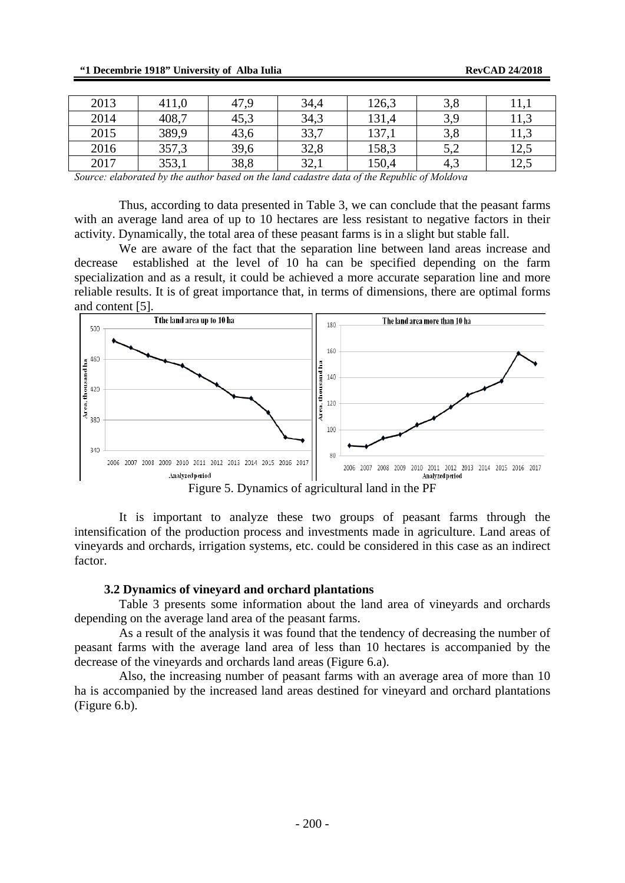| 2013 | 411,0 | 47,9 | 34,4 | 126,3 | 3,8 | 11,1 |
|---|---|---|---|---|---|---|
| 2014 | 408,7 | 45,3 | 34,3 | 131,4 | 3,9 | 11,3 |
| 2015 | 389,9 | 43,6 | 33,7 | 137,1 | 3,8 | 11,3 |
| 2016 | 357,3 | 39,6 | 32,8 | 158,3 | 5,2 | 12,5 |
| 2017 | 353,1 | 38,8 | 32,1 | 150,4 | 4,3 | 12,5 |

*Source: elaborated by the author based on the land cadastre data of the Republic of Moldova*

Thus, according to data presented in Table 3, we can conclude that the peasant farms with an average land area of up to 10 hectares are less resistant to negative factors in their activity. Dynamically, the total area of these peasant farms is in a slight but stable fall.

We are aware of the fact that the separation line between land areas increase and decrease established at the level of 10 ha can be specified depending on the farm specialization and as a result, it could be achieved a more accurate separation line and more reliable results. It is of great importance that, in terms of dimensions, there are optimal forms and content [5].

Figure 5. Dynamics of agricultural land in the PF

It is important to analyze these two groups of peasant farms through the intensification of the production process and investments made in agriculture. Land areas of vineyards and orchards, irrigation systems, etc. could be considered in this case as an indirect factor.

### 3.2 Dynamics of vineyard and orchard plantations

Table 3 presents some information about the land area of vineyards and orchards depending on the average land area of the peasant farms.

As a result of the analysis it was found that the tendency of decreasing the number of peasant farms with the average land area of less than 10 hectares is accompanied by the decrease of the vineyards and orchards land areas (Figure 6.a).

Also, the increasing number of peasant farms with an average area of more than 10 ha is accompanied by the increased land areas destined for vineyard and orchard plantations (Figure 6.b).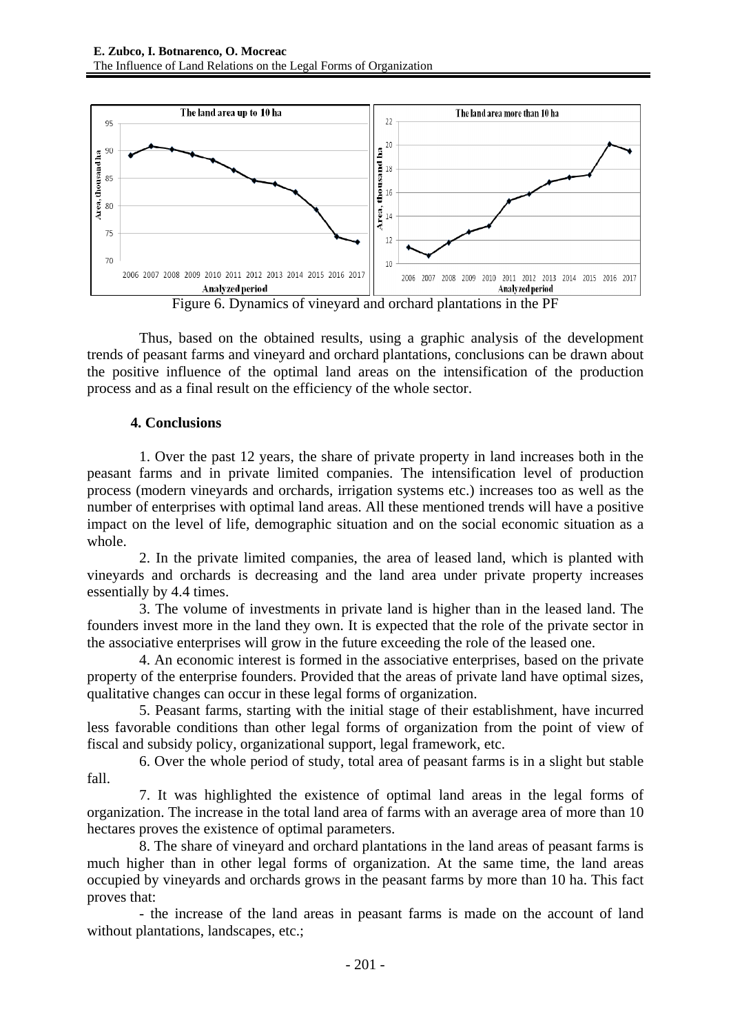Figure 6. Dynamics of vineyard and orchard plantations in the PF

Thus, based on the obtained results, using a graphic analysis of the development trends of peasant farms and vineyard and orchard plantations, conclusions can be drawn about the positive influence of the optimal land areas on the intensification of the production process and as a final result on the efficiency of the whole sector.

## 4. Conclusions

1. Over the past 12 years, the share of private property in land increases both in the peasant farms and in private limited companies. The intensification level of production process (modern vineyards and orchards, irrigation systems etc.) increases too as well as the number of enterprises with optimal land areas. All these mentioned trends will have a positive impact on the level of life, demographic situation and on the social economic situation as a whole.

2. In the private limited companies, the area of leased land, which is planted with vineyards and orchards is decreasing and the land area under private property increases essentially by 4.4 times.

3. The volume of investments in private land is higher than in the leased land. The founders invest more in the land they own. It is expected that the role of the private sector in the associative enterprises will grow in the future exceeding the role of the leased one.

4. An economic interest is formed in the associative enterprises, based on the private property of the enterprise founders. Provided that the areas of private land have optimal sizes, qualitative changes can occur in these legal forms of organization.

5. Peasant farms, starting with the initial stage of their establishment, have incurred less favorable conditions than other legal forms of organization from the point of view of fiscal and subsidy policy, organizational support, legal framework, etc.

6. Over the whole period of study, total area of peasant farms is in a slight but stable fall.

7. It was highlighted the existence of optimal land areas in the legal forms of organization. The increase in the total land area of farms with an average area of more than 10 hectares proves the existence of optimal parameters.

8. The share of vineyard and orchard plantations in the land areas of peasant farms is much higher than in other legal forms of organization. At the same time, the land areas occupied by vineyards and orchards grows in the peasant farms by more than 10 ha. This fact proves that:

- the increase of the land areas in peasant farms is made on the account of land without plantations, landscapes, etc.;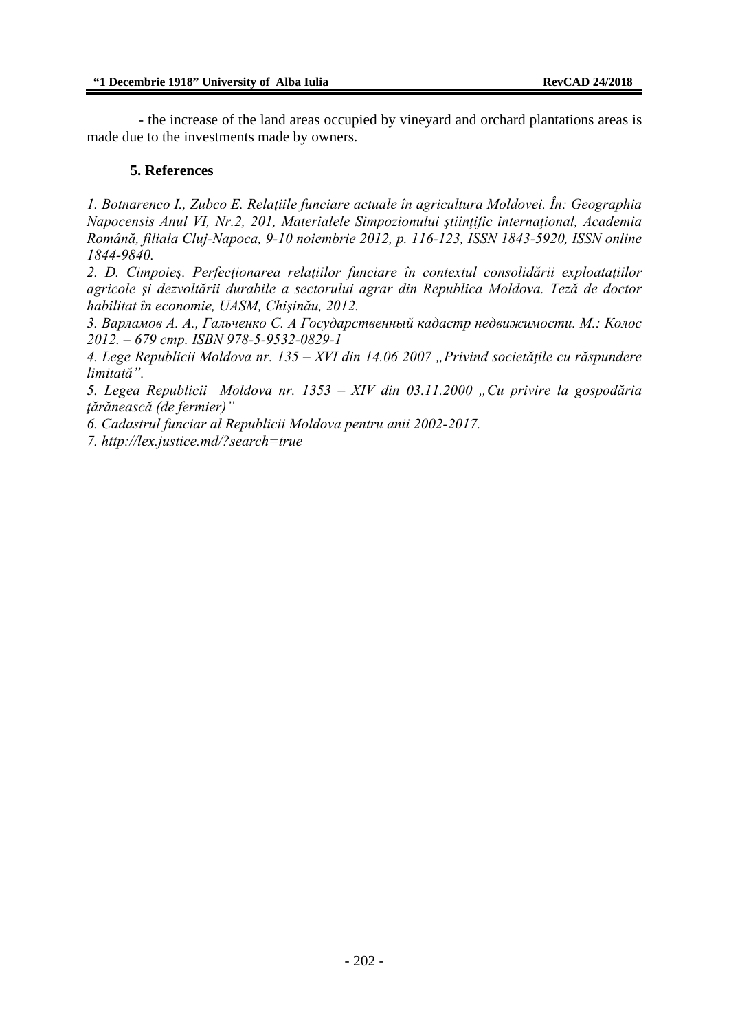- the increase of the land areas occupied by vineyard and orchard plantations areas is made due to the investments made by owners.

## 5. References

*1. Botnarenco I., Zubco E. Relaţiile funciare actuale în agricultura Moldovei. În: Geographia Napocensis Anul VI, Nr.2, 201, Materialele Simpozionului ştiinţific internaţional, Academia Română, filiala Cluj-Napoca, 9-10 noiembrie 2012, p. 116-123, ISSN 1843-5920, ISSN online 1844-9840.*

*2. D. Cimpoieş. Perfecţionarea relaţiilor funciare în contextul consolidării exploataţiilor agricole şi dezvoltării durabile a sectorului agrar din Republica Moldova. Teză de doctor habilitat în economie, UASM, Chişinău, 2012.*

*3. Варламов А. А., Гальченко С. А Государственный кадастр недвижимости. М.: Колос 2012. – 679 стр. ISBN 978-5-9532-0829-1*

*4. Lege Republicii Moldova nr. 135 – XVI din 14.06 2007 „Privind societăţile cu răspundere limitată”.*

*5. Legea Republicii Moldova nr. 1353 – XIV din 03.11.2000 „Cu privire la gospodăria ţărănească (de fermier)”*

*6. Cadastrul funciar al Republicii Moldova pentru anii 2002-2017.*

*7. http://lex.justice.md/?search=true*